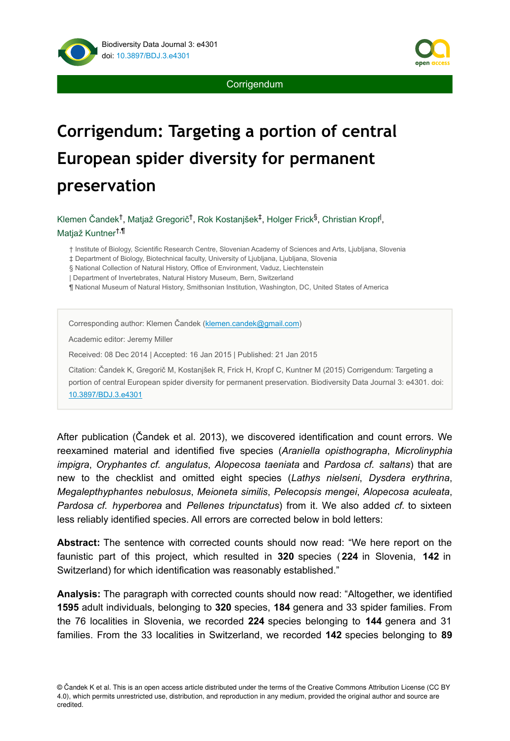Corrigendum

# Corrigendum: Targeting a portion of central European spider diversity for permanent preservation

Klemen Čandek[†], Matjaž Gregorič[†], Rok Kostanjšek[‡], Holger Frick[§], Christian Kropf[|], Matjaž Kuntner[†,¶]

† Institute of Biology, Scientific Research Centre, Slovenian Academy of Sciences and Arts, Ljubljana, Slovenia
‡ Department of Biology, Biotechnical faculty, University of Ljubljana, Ljubljana, Slovenia
§ National Collection of Natural History, Office of Environment, Vaduz, Liechtenstein
| Department of Invertebrates, Natural History Museum, Bern, Switzerland
¶ National Museum of Natural History, Smithsonian Institution, Washington, DC, United States of America

Corresponding author: Klemen Čandek (klemen.candek@gmail.com)

Academic editor: Jeremy Miller

Received: 08 Dec 2014 | Accepted: 16 Jan 2015 | Published: 21 Jan 2015

Citation: Čandek K, Gregorič M, Kostanjšek R, Frick H, Kropf C, Kuntner M (2015) Corrigendum: Targeting a portion of central European spider diversity for permanent preservation. Biodiversity Data Journal 3: e4301. doi: 10.3897/BDJ.3.e4301

After publication (Čandek et al. 2013), we discovered identification and count errors. We reexamined material and identified five species (*Araniella opisthographa*, *Microlinyphia impigra*, *Oryphantes cf. angulatus*, *Alopecosa taeniata* and *Pardosa cf. saltans*) that are new to the checklist and omitted eight species (*Lathys nielseni*, *Dysdera erythrina*, *Megalepthyphantes nebulosus*, *Meioneta similis*, *Pelecopsis mengei*, *Alopecosa aculeata*, *Pardosa cf. hyperborea* and *Pellenes tripunctatus*) from it. We also added *cf.* to sixteen less reliably identified species. All errors are corrected below in bold letters:

**Abstract:** The sentence with corrected counts should now read: "We here report on the faunistic part of this project, which resulted in **320** species (**224** in Slovenia, **142** in Switzerland) for which identification was reasonably established."

**Analysis:** The paragraph with corrected counts should now read: "Altogether, we identified **1595** adult individuals, belonging to **320** species, **184** genera and 33 spider families. From the 76 localities in Slovenia, we recorded **224** species belonging to **144** genera and 31 families. From the 33 localities in Switzerland, we recorded **142** species belonging to **89**

© Čandek K et al. This is an open access article distributed under the terms of the Creative Commons Attribution License (CC BY 4.0), which permits unrestricted use, distribution, and reproduction in any medium, provided the original author and source are credited.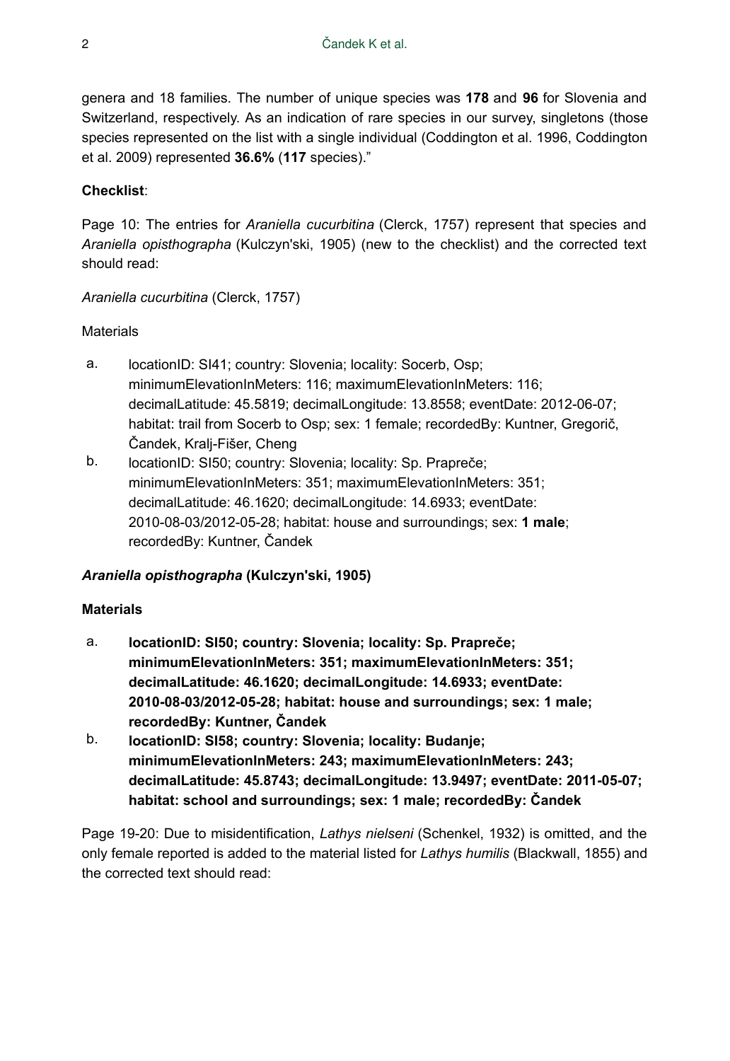genera and 18 families. The number of unique species was **178** and **96** for Slovenia and Switzerland, respectively. As an indication of rare species in our survey, singletons (those species represented on the list with a single individual (Coddington et al. 1996, Coddington et al. 2009) represented **36.6%** (**117** species)."

**Checklist**:

Page 10: The entries for *Araniella cucurbitina* (Clerck, 1757) represent that species and *Araniella opisthographa* (Kulczyn'ski, 1905) (new to the checklist) and the corrected text should read:

*Araniella cucurbitina* (Clerck, 1757)

Materials

a. locationID: SI41; country: Slovenia; locality: Socerb, Osp; minimumElevationInMeters: 116; maximumElevationInMeters: 116; decimalLatitude: 45.5819; decimalLongitude: 13.8558; eventDate: 2012-06-07; habitat: trail from Socerb to Osp; sex: 1 female; recordedBy: Kuntner, Gregorič, Čandek, Kralj-Fišer, Cheng
b. locationID: SI50; country: Slovenia; locality: Sp. Prapreče; minimumElevationInMeters: 351; maximumElevationInMeters: 351; decimalLatitude: 46.1620; decimalLongitude: 14.6933; eventDate: 2010-08-03/2012-05-28; habitat: house and surroundings; sex: **1 male**; recordedBy: Kuntner, Čandek

***Araniella opisthographa* (Kulczyn'ski, 1905)**

**Materials**

a. **locationID: SI50; country: Slovenia; locality: Sp. Prapreče; minimumElevationInMeters: 351; maximumElevationInMeters: 351; decimalLatitude: 46.1620; decimalLongitude: 14.6933; eventDate: 2010-08-03/2012-05-28; habitat: house and surroundings; sex: 1 male; recordedBy: Kuntner, Čandek**
b. **locationID: SI58; country: Slovenia; locality: Budanje; minimumElevationInMeters: 243; maximumElevationInMeters: 243; decimalLatitude: 45.8743; decimalLongitude: 13.9497; eventDate: 2011-05-07; habitat: school and surroundings; sex: 1 male; recordedBy: Čandek**

Page 19-20: Due to misidentification, *Lathys nielseni* (Schenkel, 1932) is omitted, and the only female reported is added to the material listed for *Lathys humilis* (Blackwall, 1855) and the corrected text should read: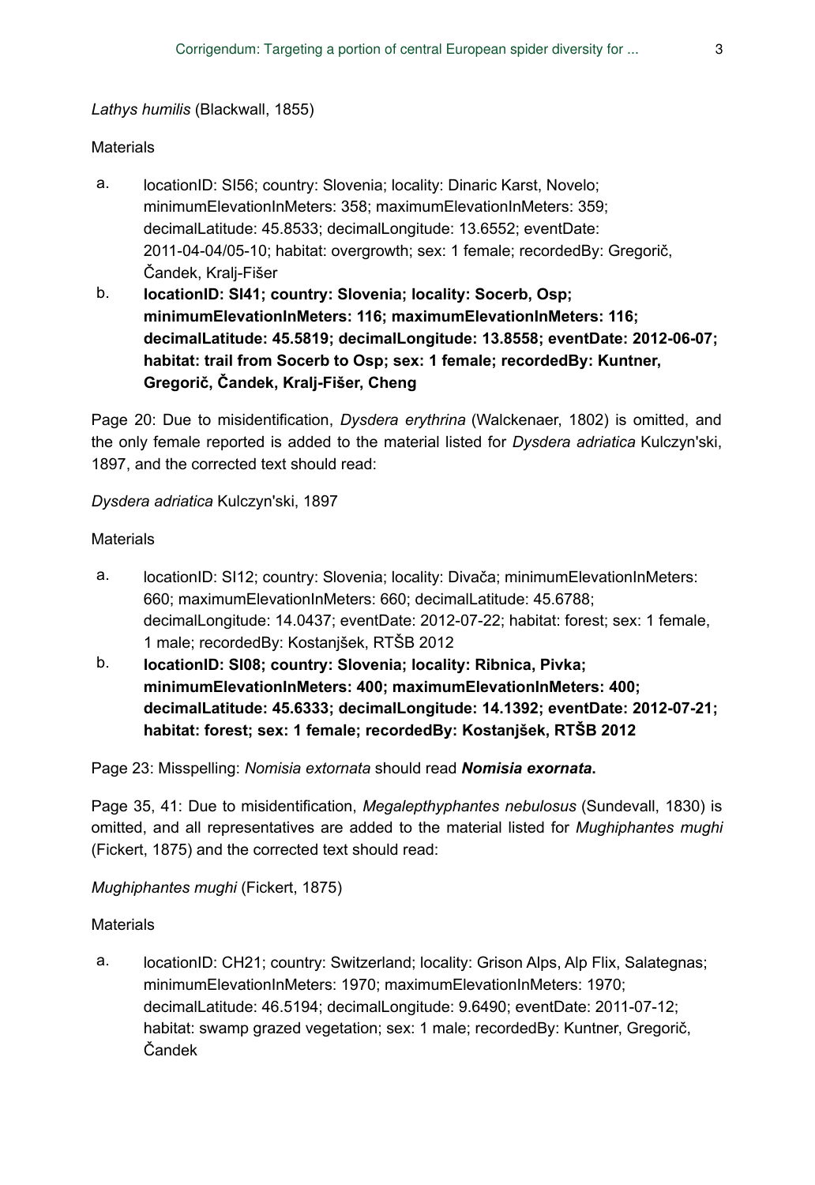*Lathys humilis* (Blackwall, 1855)

Materials

a. locationID: SI56; country: Slovenia; locality: Dinaric Karst, Novelo; minimumElevationInMeters: 358; maximumElevationInMeters: 359; decimalLatitude: 45.8533; decimalLongitude: 13.6552; eventDate: 2011-04-04/05-10; habitat: overgrowth; sex: 1 female; recordedBy: Gregorič, Čandek, Kralj-Fišer
b. **locationID: SI41; country: Slovenia; locality: Socerb, Osp; minimumElevationInMeters: 116; maximumElevationInMeters: 116; decimalLatitude: 45.5819; decimalLongitude: 13.8558; eventDate: 2012-06-07; habitat: trail from Socerb to Osp; sex: 1 female; recordedBy: Kuntner, Gregorič, Čandek, Kralj-Fišer, Cheng**

Page 20: Due to misidentification, *Dysdera erythrina* (Walckenaer, 1802) is omitted, and the only female reported is added to the material listed for *Dysdera adriatica* Kulczyn'ski, 1897, and the corrected text should read:

*Dysdera adriatica* Kulczyn'ski, 1897

Materials

a. locationID: SI12; country: Slovenia; locality: Divača; minimumElevationInMeters: 660; maximumElevationInMeters: 660; decimalLatitude: 45.6788; decimalLongitude: 14.0437; eventDate: 2012-07-22; habitat: forest; sex: 1 female, 1 male; recordedBy: Kostanjšek, RTŠB 2012
b. **locationID: SI08; country: Slovenia; locality: Ribnica, Pivka; minimumElevationInMeters: 400; maximumElevationInMeters: 400; decimalLatitude: 45.6333; decimalLongitude: 14.1392; eventDate: 2012-07-21; habitat: forest; sex: 1 female; recordedBy: Kostanjšek, RTŠB 2012**

Page 23: Misspelling: *Nomisia extornata* should read ***Nomisia exornata*.**

Page 35, 41: Due to misidentification, *Megalepthyphantes nebulosus* (Sundevall, 1830) is omitted, and all representatives are added to the material listed for *Mughiphantes mughi* (Fickert, 1875) and the corrected text should read:

*Mughiphantes mughi* (Fickert, 1875)

Materials

a. locationID: CH21; country: Switzerland; locality: Grison Alps, Alp Flix, Salategnas; minimumElevationInMeters: 1970; maximumElevationInMeters: 1970; decimalLatitude: 46.5194; decimalLongitude: 9.6490; eventDate: 2011-07-12; habitat: swamp grazed vegetation; sex: 1 male; recordedBy: Kuntner, Gregorič, Čandek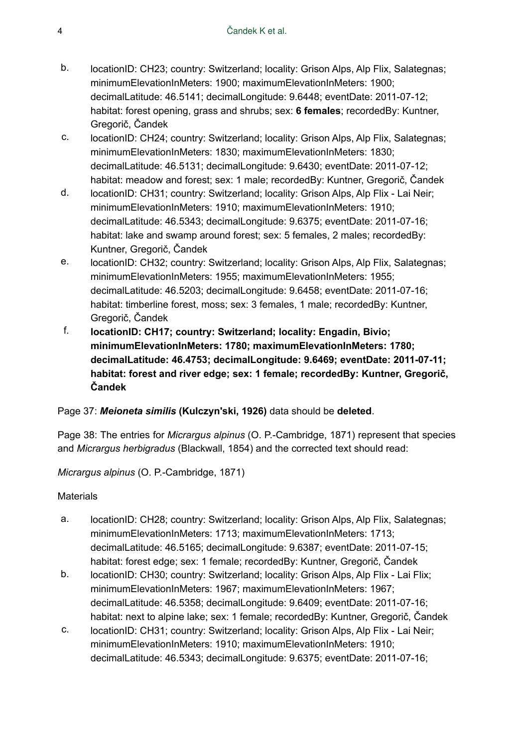b. locationID: CH23; country: Switzerland; locality: Grison Alps, Alp Flix, Salategnas; minimumElevationInMeters: 1900; maximumElevationInMeters: 1900; decimalLatitude: 46.5141; decimalLongitude: 9.6448; eventDate: 2011-07-12; habitat: forest opening, grass and shrubs; sex: **6 females**; recordedBy: Kuntner, Gregorič, Čandek
c. locationID: CH24; country: Switzerland; locality: Grison Alps, Alp Flix, Salategnas; minimumElevationInMeters: 1830; maximumElevationInMeters: 1830; decimalLatitude: 46.5131; decimalLongitude: 9.6430; eventDate: 2011-07-12; habitat: meadow and forest; sex: 1 male; recordedBy: Kuntner, Gregorič, Čandek
d. locationID: CH31; country: Switzerland; locality: Grison Alps, Alp Flix - Lai Neir; minimumElevationInMeters: 1910; maximumElevationInMeters: 1910; decimalLatitude: 46.5343; decimalLongitude: 9.6375; eventDate: 2011-07-16; habitat: lake and swamp around forest; sex: 5 females, 2 males; recordedBy: Kuntner, Gregorič, Čandek
e. locationID: CH32; country: Switzerland; locality: Grison Alps, Alp Flix, Salategnas; minimumElevationInMeters: 1955; maximumElevationInMeters: 1955; decimalLatitude: 46.5203; decimalLongitude: 9.6458; eventDate: 2011-07-16; habitat: timberline forest, moss; sex: 3 females, 1 male; recordedBy: Kuntner, Gregorič, Čandek
f. **locationID: CH17; country: Switzerland; locality: Engadin, Bivio; minimumElevationInMeters: 1780; maximumElevationInMeters: 1780; decimalLatitude: 46.4753; decimalLongitude: 9.6469; eventDate: 2011-07-11; habitat: forest and river edge; sex: 1 female; recordedBy: Kuntner, Gregorič, Čandek**

Page 37: ***Meioneta similis*** **(Kulczyn'ski, 1926)** data should be **deleted**.

Page 38: The entries for *Micrargus alpinus* (O. P.-Cambridge, 1871) represent that species and *Micrargus herbigradus* (Blackwall, 1854) and the corrected text should read:

*Micrargus alpinus* (O. P.-Cambridge, 1871)

Materials

a. locationID: CH28; country: Switzerland; locality: Grison Alps, Alp Flix, Salategnas; minimumElevationInMeters: 1713; maximumElevationInMeters: 1713; decimalLatitude: 46.5165; decimalLongitude: 9.6387; eventDate: 2011-07-15; habitat: forest edge; sex: 1 female; recordedBy: Kuntner, Gregorič, Čandek
b. locationID: CH30; country: Switzerland; locality: Grison Alps, Alp Flix - Lai Flix; minimumElevationInMeters: 1967; maximumElevationInMeters: 1967; decimalLatitude: 46.5358; decimalLongitude: 9.6409; eventDate: 2011-07-16; habitat: next to alpine lake; sex: 1 female; recordedBy: Kuntner, Gregorič, Čandek
c. locationID: CH31; country: Switzerland; locality: Grison Alps, Alp Flix - Lai Neir; minimumElevationInMeters: 1910; maximumElevationInMeters: 1910; decimalLatitude: 46.5343; decimalLongitude: 9.6375; eventDate: 2011-07-16;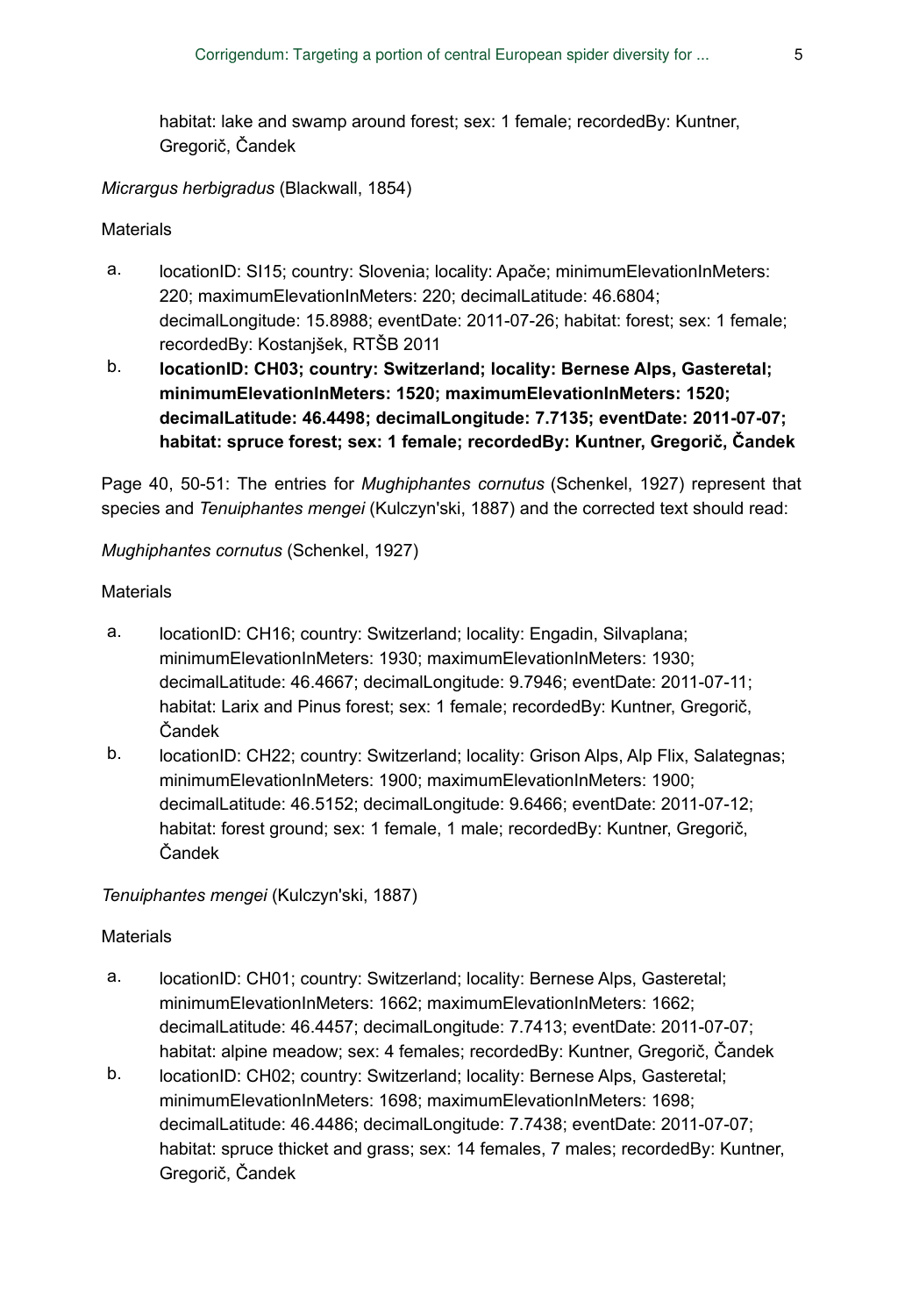habitat: lake and swamp around forest; sex: 1 female; recordedBy: Kuntner, Gregorič, Čandek

*Micrargus herbigradus* (Blackwall, 1854)

Materials

a. locationID: SI15; country: Slovenia; locality: Apače; minimumElevationInMeters: 220; maximumElevationInMeters: 220; decimalLatitude: 46.6804; decimalLongitude: 15.8988; eventDate: 2011-07-26; habitat: forest; sex: 1 female; recordedBy: Kostanjšek, RTŠB 2011
b. **locationID: CH03; country: Switzerland; locality: Bernese Alps, Gasteretal; minimumElevationInMeters: 1520; maximumElevationInMeters: 1520; decimalLatitude: 46.4498; decimalLongitude: 7.7135; eventDate: 2011-07-07; habitat: spruce forest; sex: 1 female; recordedBy: Kuntner, Gregorič, Čandek**

Page 40, 50-51: The entries for *Mughiphantes cornutus* (Schenkel, 1927) represent that species and *Tenuiphantes mengei* (Kulczyn'ski, 1887) and the corrected text should read:

*Mughiphantes cornutus* (Schenkel, 1927)

Materials

a. locationID: CH16; country: Switzerland; locality: Engadin, Silvaplana; minimumElevationInMeters: 1930; maximumElevationInMeters: 1930; decimalLatitude: 46.4667; decimalLongitude: 9.7946; eventDate: 2011-07-11; habitat: Larix and Pinus forest; sex: 1 female; recordedBy: Kuntner, Gregorič, Čandek
b. locationID: CH22; country: Switzerland; locality: Grison Alps, Alp Flix, Salategnas; minimumElevationInMeters: 1900; maximumElevationInMeters: 1900; decimalLatitude: 46.5152; decimalLongitude: 9.6466; eventDate: 2011-07-12; habitat: forest ground; sex: 1 female, 1 male; recordedBy: Kuntner, Gregorič, Čandek

*Tenuiphantes mengei* (Kulczyn'ski, 1887)

Materials

a. locationID: CH01; country: Switzerland; locality: Bernese Alps, Gasteretal; minimumElevationInMeters: 1662; maximumElevationInMeters: 1662; decimalLatitude: 46.4457; decimalLongitude: 7.7413; eventDate: 2011-07-07; habitat: alpine meadow; sex: 4 females; recordedBy: Kuntner, Gregorič, Čandek
b. locationID: CH02; country: Switzerland; locality: Bernese Alps, Gasteretal; minimumElevationInMeters: 1698; maximumElevationInMeters: 1698; decimalLatitude: 46.4486; decimalLongitude: 7.7438; eventDate: 2011-07-07; habitat: spruce thicket and grass; sex: 14 females, 7 males; recordedBy: Kuntner, Gregorič, Čandek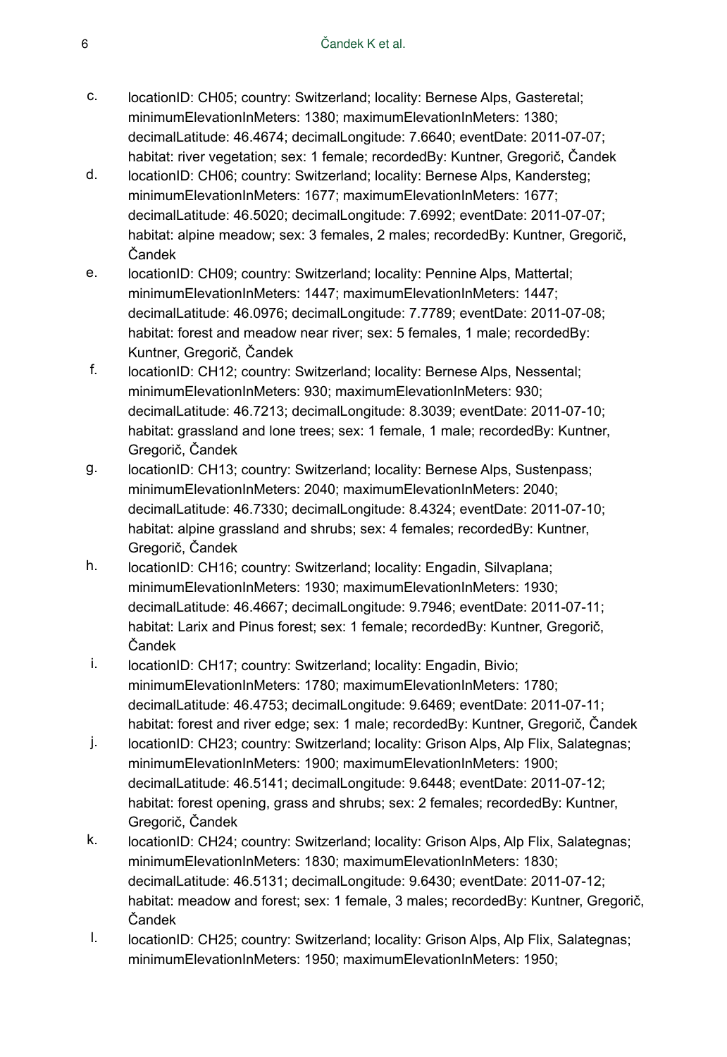c. locationID: CH05; country: Switzerland; locality: Bernese Alps, Gasteretal; minimumElevationInMeters: 1380; maximumElevationInMeters: 1380; decimalLatitude: 46.4674; decimalLongitude: 7.6640; eventDate: 2011-07-07; habitat: river vegetation; sex: 1 female; recordedBy: Kuntner, Gregorič, Čandek
d. locationID: CH06; country: Switzerland; locality: Bernese Alps, Kandersteg; minimumElevationInMeters: 1677; maximumElevationInMeters: 1677; decimalLatitude: 46.5020; decimalLongitude: 7.6992; eventDate: 2011-07-07; habitat: alpine meadow; sex: 3 females, 2 males; recordedBy: Kuntner, Gregorič, Čandek
e. locationID: CH09; country: Switzerland; locality: Pennine Alps, Mattertal; minimumElevationInMeters: 1447; maximumElevationInMeters: 1447; decimalLatitude: 46.0976; decimalLongitude: 7.7789; eventDate: 2011-07-08; habitat: forest and meadow near river; sex: 5 females, 1 male; recordedBy: Kuntner, Gregorič, Čandek
f. locationID: CH12; country: Switzerland; locality: Bernese Alps, Nessental; minimumElevationInMeters: 930; maximumElevationInMeters: 930; decimalLatitude: 46.7213; decimalLongitude: 8.3039; eventDate: 2011-07-10; habitat: grassland and lone trees; sex: 1 female, 1 male; recordedBy: Kuntner, Gregorič, Čandek
g. locationID: CH13; country: Switzerland; locality: Bernese Alps, Sustenpass; minimumElevationInMeters: 2040; maximumElevationInMeters: 2040; decimalLatitude: 46.7330; decimalLongitude: 8.4324; eventDate: 2011-07-10; habitat: alpine grassland and shrubs; sex: 4 females; recordedBy: Kuntner, Gregorič, Čandek
h. locationID: CH16; country: Switzerland; locality: Engadin, Silvaplana; minimumElevationInMeters: 1930; maximumElevationInMeters: 1930; decimalLatitude: 46.4667; decimalLongitude: 9.7946; eventDate: 2011-07-11; habitat: Larix and Pinus forest; sex: 1 female; recordedBy: Kuntner, Gregorič, Čandek
i. locationID: CH17; country: Switzerland; locality: Engadin, Bivio; minimumElevationInMeters: 1780; maximumElevationInMeters: 1780; decimalLatitude: 46.4753; decimalLongitude: 9.6469; eventDate: 2011-07-11; habitat: forest and river edge; sex: 1 male; recordedBy: Kuntner, Gregorič, Čandek
j. locationID: CH23; country: Switzerland; locality: Grison Alps, Alp Flix, Salategnas; minimumElevationInMeters: 1900; maximumElevationInMeters: 1900; decimalLatitude: 46.5141; decimalLongitude: 9.6448; eventDate: 2011-07-12; habitat: forest opening, grass and shrubs; sex: 2 females; recordedBy: Kuntner, Gregorič, Čandek
k. locationID: CH24; country: Switzerland; locality: Grison Alps, Alp Flix, Salategnas; minimumElevationInMeters: 1830; maximumElevationInMeters: 1830; decimalLatitude: 46.5131; decimalLongitude: 9.6430; eventDate: 2011-07-12; habitat: meadow and forest; sex: 1 female, 3 males; recordedBy: Kuntner, Gregorič, Čandek
l. locationID: CH25; country: Switzerland; locality: Grison Alps, Alp Flix, Salategnas; minimumElevationInMeters: 1950; maximumElevationInMeters: 1950;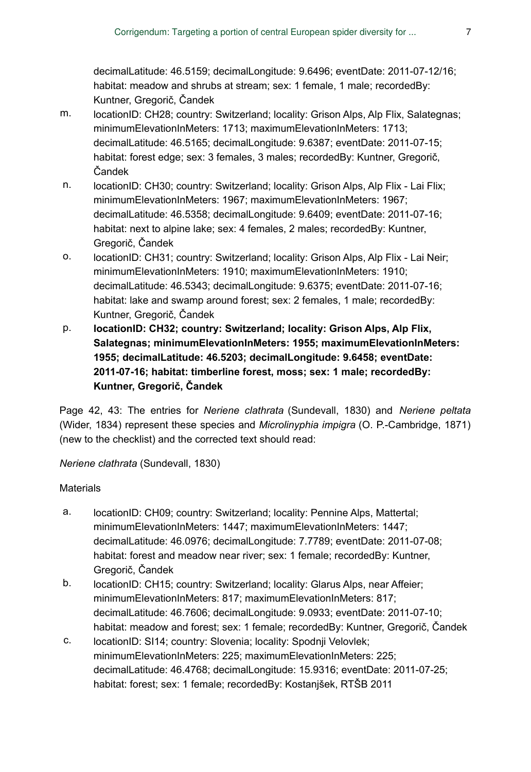decimalLatitude: 46.5159; decimalLongitude: 9.6496; eventDate: 2011-07-12/16; habitat: meadow and shrubs at stream; sex: 1 female, 1 male; recordedBy: Kuntner, Gregorič, Čandek

m. locationID: CH28; country: Switzerland; locality: Grison Alps, Alp Flix, Salategnas; minimumElevationInMeters: 1713; maximumElevationInMeters: 1713; decimalLatitude: 46.5165; decimalLongitude: 9.6387; eventDate: 2011-07-15; habitat: forest edge; sex: 3 females, 3 males; recordedBy: Kuntner, Gregorič, Čandek
n. locationID: CH30; country: Switzerland; locality: Grison Alps, Alp Flix - Lai Flix; minimumElevationInMeters: 1967; maximumElevationInMeters: 1967; decimalLatitude: 46.5358; decimalLongitude: 9.6409; eventDate: 2011-07-16; habitat: next to alpine lake; sex: 4 females, 2 males; recordedBy: Kuntner, Gregorič, Čandek
o. locationID: CH31; country: Switzerland; locality: Grison Alps, Alp Flix - Lai Neir; minimumElevationInMeters: 1910; maximumElevationInMeters: 1910; decimalLatitude: 46.5343; decimalLongitude: 9.6375; eventDate: 2011-07-16; habitat: lake and swamp around forest; sex: 2 females, 1 male; recordedBy: Kuntner, Gregorič, Čandek
p. **locationID: CH32; country: Switzerland; locality: Grison Alps, Alp Flix, Salategnas; minimumElevationInMeters: 1955; maximumElevationInMeters: 1955; decimalLatitude: 46.5203; decimalLongitude: 9.6458; eventDate: 2011-07-16; habitat: timberline forest, moss; sex: 1 male; recordedBy: Kuntner, Gregorič, Čandek**

Page 42, 43: The entries for *Neriene clathrata* (Sundevall, 1830) and *Neriene peltata* (Wider, 1834) represent these species and *Microlinyphia impigra* (O. P.-Cambridge, 1871) (new to the checklist) and the corrected text should read:

*Neriene clathrata* (Sundevall, 1830)

Materials

a. locationID: CH09; country: Switzerland; locality: Pennine Alps, Mattertal; minimumElevationInMeters: 1447; maximumElevationInMeters: 1447; decimalLatitude: 46.0976; decimalLongitude: 7.7789; eventDate: 2011-07-08; habitat: forest and meadow near river; sex: 1 female; recordedBy: Kuntner, Gregorič, Čandek
b. locationID: CH15; country: Switzerland; locality: Glarus Alps, near Affeier; minimumElevationInMeters: 817; maximumElevationInMeters: 817; decimalLatitude: 46.7606; decimalLongitude: 9.0933; eventDate: 2011-07-10; habitat: meadow and forest; sex: 1 female; recordedBy: Kuntner, Gregorič, Čandek
c. locationID: SI14; country: Slovenia; locality: Spodnji Velovlek; minimumElevationInMeters: 225; maximumElevationInMeters: 225; decimalLatitude: 46.4768; decimalLongitude: 15.9316; eventDate: 2011-07-25; habitat: forest; sex: 1 female; recordedBy: Kostanjšek, RTŠB 2011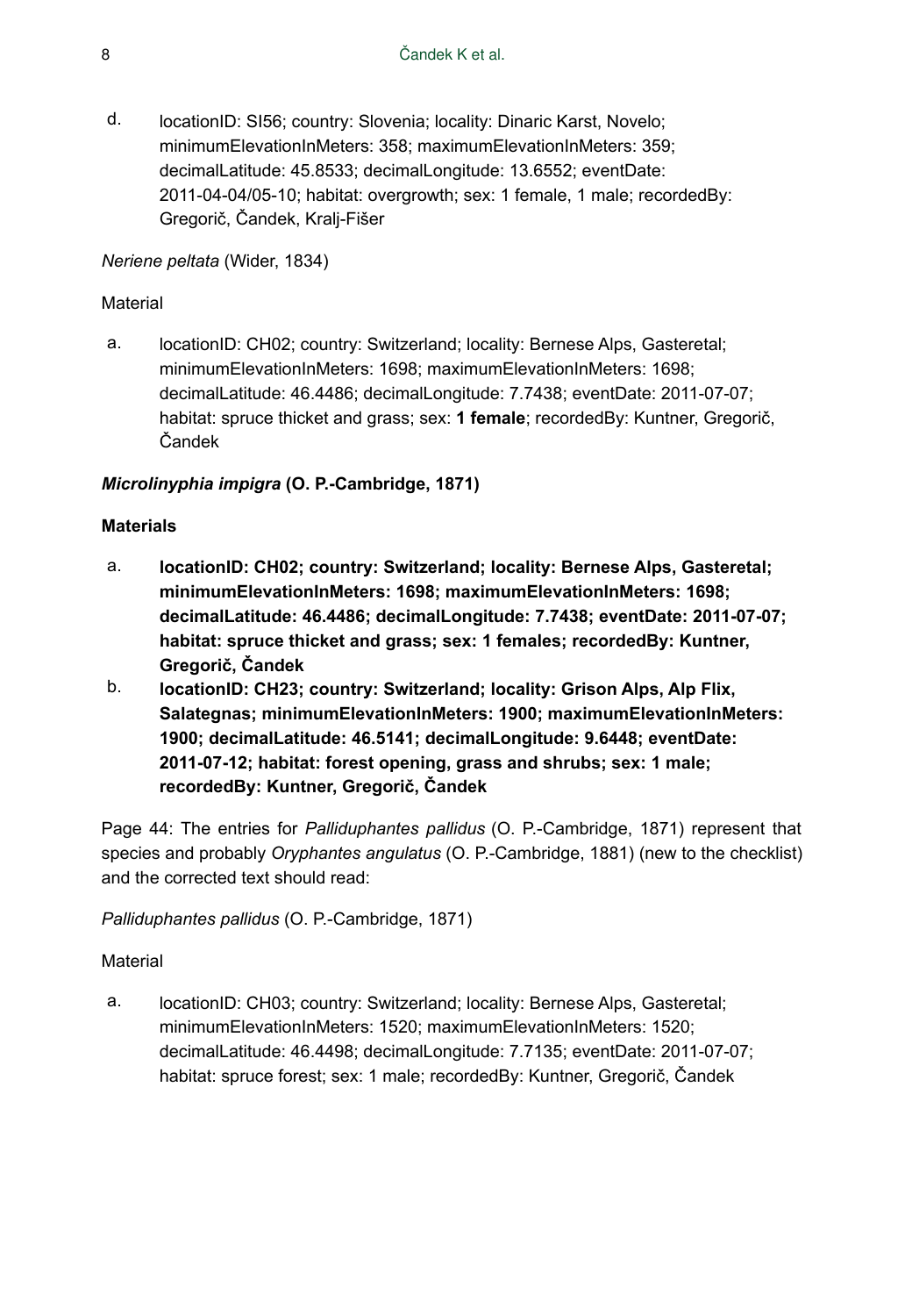d. locationID: SI56; country: Slovenia; locality: Dinaric Karst, Novelo; minimumElevationInMeters: 358; maximumElevationInMeters: 359; decimalLatitude: 45.8533; decimalLongitude: 13.6552; eventDate: 2011-04-04/05-10; habitat: overgrowth; sex: 1 female, 1 male; recordedBy: Gregorič, Čandek, Kralj-Fišer

*Neriene peltata* (Wider, 1834)

Material

a. locationID: CH02; country: Switzerland; locality: Bernese Alps, Gasteretal; minimumElevationInMeters: 1698; maximumElevationInMeters: 1698; decimalLatitude: 46.4486; decimalLongitude: 7.7438; eventDate: 2011-07-07; habitat: spruce thicket and grass; sex: **1 female**; recordedBy: Kuntner, Gregorič, Čandek

***Microlinyphia impigra* (O. P.-Cambridge, 1871)**

**Materials**

a. **locationID: CH02; country: Switzerland; locality: Bernese Alps, Gasteretal; minimumElevationInMeters: 1698; maximumElevationInMeters: 1698; decimalLatitude: 46.4486; decimalLongitude: 7.7438; eventDate: 2011-07-07; habitat: spruce thicket and grass; sex: 1 females; recordedBy: Kuntner, Gregorič, Čandek**
b. **locationID: CH23; country: Switzerland; locality: Grison Alps, Alp Flix, Salategnas; minimumElevationInMeters: 1900; maximumElevationInMeters: 1900; decimalLatitude: 46.5141; decimalLongitude: 9.6448; eventDate: 2011-07-12; habitat: forest opening, grass and shrubs; sex: 1 male; recordedBy: Kuntner, Gregorič, Čandek**

Page 44: The entries for *Palliduphantes pallidus* (O. P.-Cambridge, 1871) represent that species and probably *Oryphantes angulatus* (O. P.-Cambridge, 1881) (new to the checklist) and the corrected text should read:

*Palliduphantes pallidus* (O. P.-Cambridge, 1871)

Material

a. locationID: CH03; country: Switzerland; locality: Bernese Alps, Gasteretal; minimumElevationInMeters: 1520; maximumElevationInMeters: 1520; decimalLatitude: 46.4498; decimalLongitude: 7.7135; eventDate: 2011-07-07; habitat: spruce forest; sex: 1 male; recordedBy: Kuntner, Gregorič, Čandek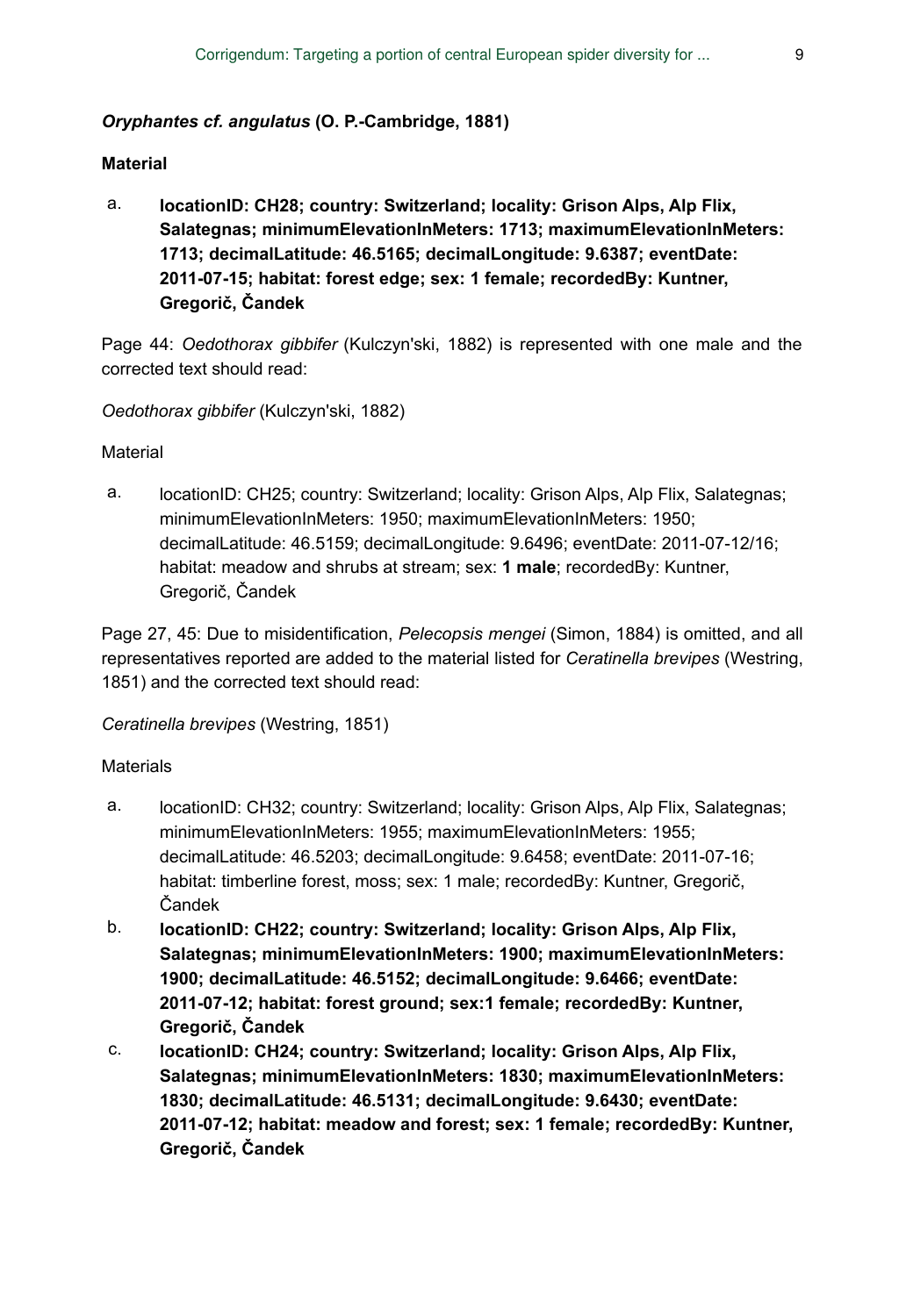***Oryphantes cf. angulatus* (O. P.-Cambridge, 1881)**

**Material**

a. **locationID: CH28; country: Switzerland; locality: Grison Alps, Alp Flix, Salategnas; minimumElevationInMeters: 1713; maximumElevationInMeters: 1713; decimalLatitude: 46.5165; decimalLongitude: 9.6387; eventDate: 2011-07-15; habitat: forest edge; sex: 1 female; recordedBy: Kuntner, Gregorič, Čandek**

Page 44: *Oedothorax gibbifer* (Kulczyn'ski, 1882) is represented with one male and the corrected text should read:

*Oedothorax gibbifer* (Kulczyn'ski, 1882)

Material

a. locationID: CH25; country: Switzerland; locality: Grison Alps, Alp Flix, Salategnas; minimumElevationInMeters: 1950; maximumElevationInMeters: 1950; decimalLatitude: 46.5159; decimalLongitude: 9.6496; eventDate: 2011-07-12/16; habitat: meadow and shrubs at stream; sex: **1 male**; recordedBy: Kuntner, Gregorič, Čandek

Page 27, 45: Due to misidentification, *Pelecopsis mengei* (Simon, 1884) is omitted, and all representatives reported are added to the material listed for *Ceratinella brevipes* (Westring, 1851) and the corrected text should read:

*Ceratinella brevipes* (Westring, 1851)

Materials

a. locationID: CH32; country: Switzerland; locality: Grison Alps, Alp Flix, Salategnas; minimumElevationInMeters: 1955; maximumElevationInMeters: 1955; decimalLatitude: 46.5203; decimalLongitude: 9.6458; eventDate: 2011-07-16; habitat: timberline forest, moss; sex: 1 male; recordedBy: Kuntner, Gregorič, Čandek
b. **locationID: CH22; country: Switzerland; locality: Grison Alps, Alp Flix, Salategnas; minimumElevationInMeters: 1900; maximumElevationInMeters: 1900; decimalLatitude: 46.5152; decimalLongitude: 9.6466; eventDate: 2011-07-12; habitat: forest ground; sex:1 female; recordedBy: Kuntner, Gregorič, Čandek**
c. **locationID: CH24; country: Switzerland; locality: Grison Alps, Alp Flix, Salategnas; minimumElevationInMeters: 1830; maximumElevationInMeters: 1830; decimalLatitude: 46.5131; decimalLongitude: 9.6430; eventDate: 2011-07-12; habitat: meadow and forest; sex: 1 female; recordedBy: Kuntner, Gregorič, Čandek**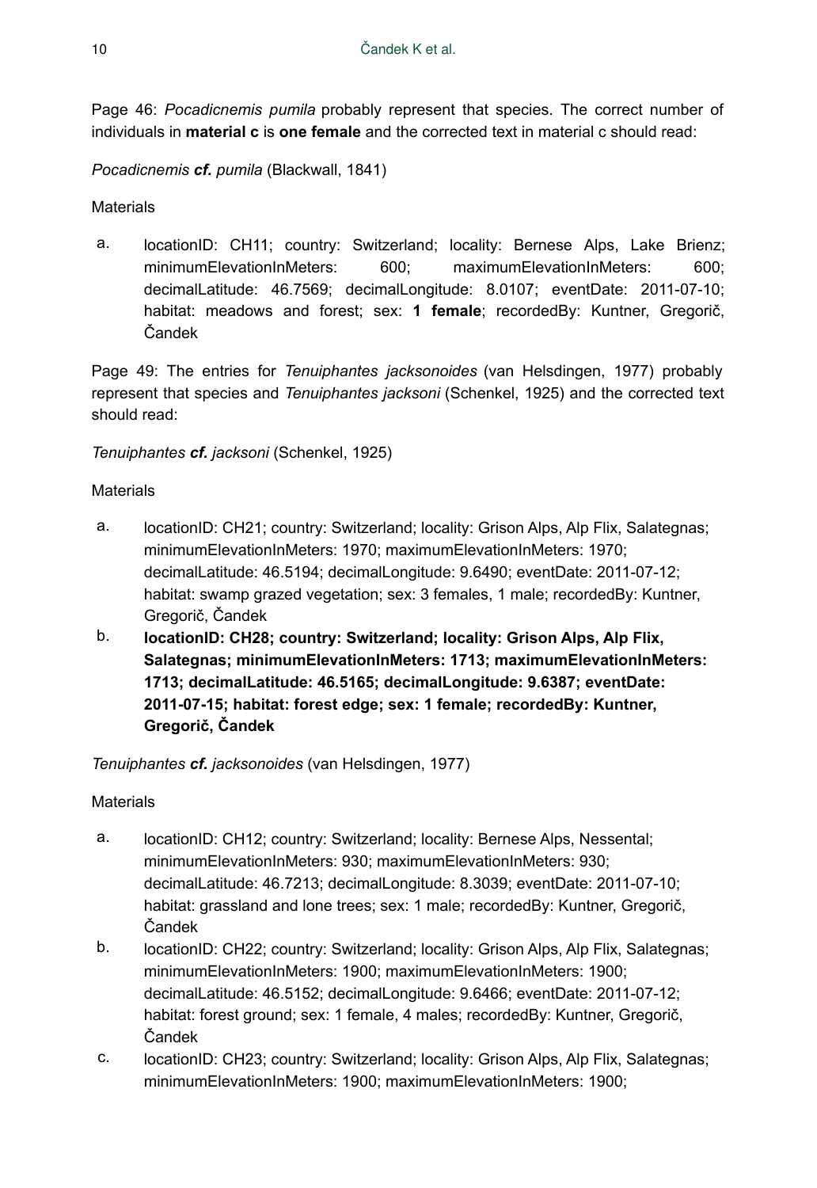Page 46: *Pocadicnemis pumila* probably represent that species. The correct number of individuals in **material c** is **one female** and the corrected text in material c should read:

*Pocadicnemis* ***cf.*** *pumila* (Blackwall, 1841)

Materials

a. locationID: CH11; country: Switzerland; locality: Bernese Alps, Lake Brienz; minimumElevationInMeters: 600; maximumElevationInMeters: 600; decimalLatitude: 46.7569; decimalLongitude: 8.0107; eventDate: 2011-07-10; habitat: meadows and forest; sex: **1 female**; recordedBy: Kuntner, Gregorič, Čandek

Page 49: The entries for *Tenuiphantes jacksonoides* (van Helsdingen, 1977) probably represent that species and *Tenuiphantes jacksoni* (Schenkel, 1925) and the corrected text should read:

*Tenuiphantes* ***cf.*** *jacksoni* (Schenkel, 1925)

Materials

a. locationID: CH21; country: Switzerland; locality: Grison Alps, Alp Flix, Salategnas; minimumElevationInMeters: 1970; maximumElevationInMeters: 1970; decimalLatitude: 46.5194; decimalLongitude: 9.6490; eventDate: 2011-07-12; habitat: swamp grazed vegetation; sex: 3 females, 1 male; recordedBy: Kuntner, Gregorič, Čandek
b. **locationID: CH28; country: Switzerland; locality: Grison Alps, Alp Flix, Salategnas; minimumElevationInMeters: 1713; maximumElevationInMeters: 1713; decimalLatitude: 46.5165; decimalLongitude: 9.6387; eventDate: 2011-07-15; habitat: forest edge; sex: 1 female; recordedBy: Kuntner, Gregorič, Čandek**

*Tenuiphantes* ***cf.*** *jacksonoides* (van Helsdingen, 1977)

Materials

a. locationID: CH12; country: Switzerland; locality: Bernese Alps, Nessental; minimumElevationInMeters: 930; maximumElevationInMeters: 930; decimalLatitude: 46.7213; decimalLongitude: 8.3039; eventDate: 2011-07-10; habitat: grassland and lone trees; sex: 1 male; recordedBy: Kuntner, Gregorič, Čandek
b. locationID: CH22; country: Switzerland; locality: Grison Alps, Alp Flix, Salategnas; minimumElevationInMeters: 1900; maximumElevationInMeters: 1900; decimalLatitude: 46.5152; decimalLongitude: 9.6466; eventDate: 2011-07-12; habitat: forest ground; sex: 1 female, 4 males; recordedBy: Kuntner, Gregorič, Čandek
c. locationID: CH23; country: Switzerland; locality: Grison Alps, Alp Flix, Salategnas; minimumElevationInMeters: 1900; maximumElevationInMeters: 1900;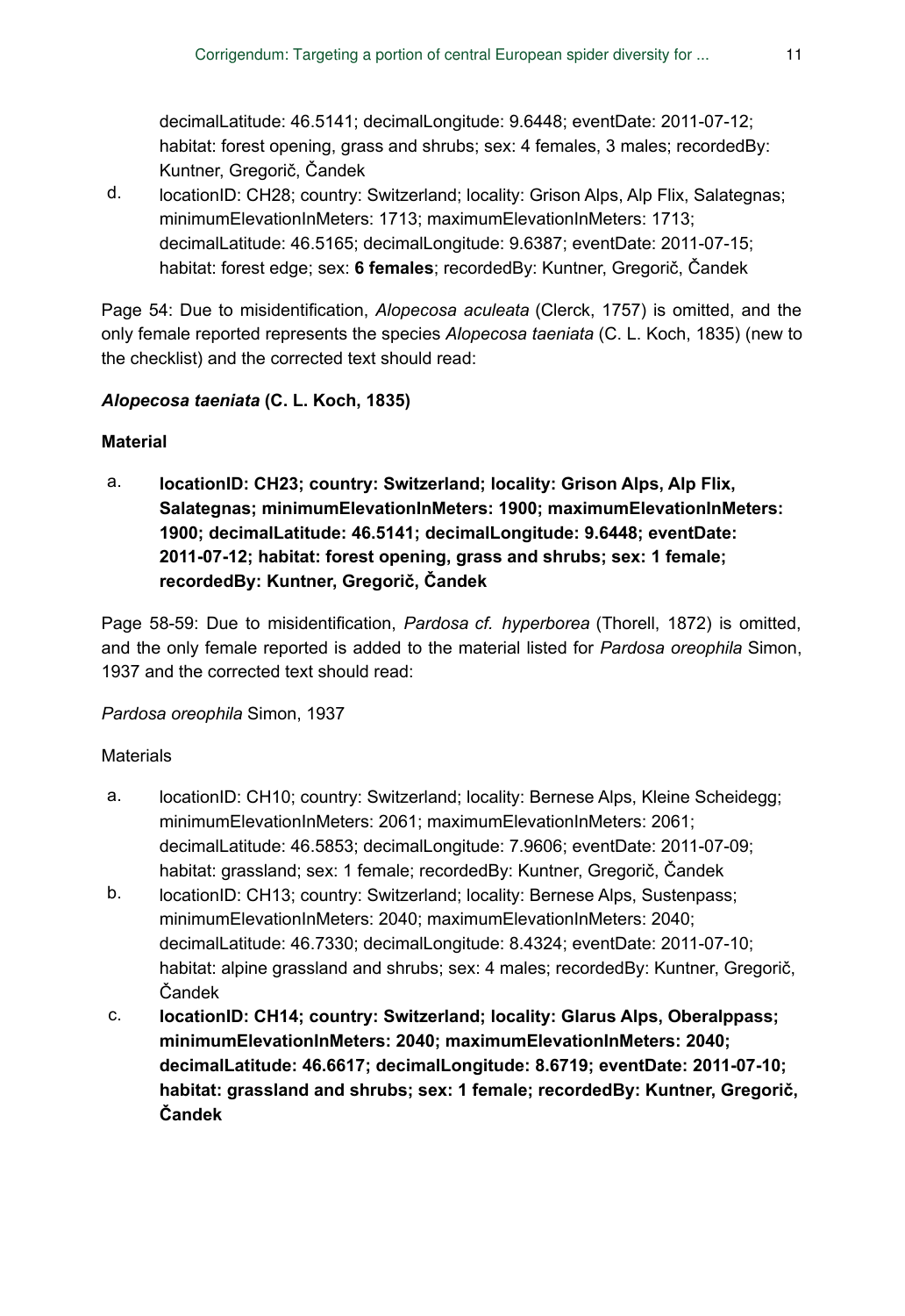decimalLatitude: 46.5141; decimalLongitude: 9.6448; eventDate: 2011-07-12; habitat: forest opening, grass and shrubs; sex: 4 females, 3 males; recordedBy: Kuntner, Gregorič, Čandek

d. locationID: CH28; country: Switzerland; locality: Grison Alps, Alp Flix, Salategnas; minimumElevationInMeters: 1713; maximumElevationInMeters: 1713; decimalLatitude: 46.5165; decimalLongitude: 9.6387; eventDate: 2011-07-15; habitat: forest edge; sex: **6 females**; recordedBy: Kuntner, Gregorič, Čandek

Page 54: Due to misidentification, *Alopecosa aculeata* (Clerck, 1757) is omitted, and the only female reported represents the species *Alopecosa taeniata* (C. L. Koch, 1835) (new to the checklist) and the corrected text should read:

***Alopecosa taeniata* (C. L. Koch, 1835)**

**Material**

a. **locationID: CH23; country: Switzerland; locality: Grison Alps, Alp Flix, Salategnas; minimumElevationInMeters: 1900; maximumElevationInMeters: 1900; decimalLatitude: 46.5141; decimalLongitude: 9.6448; eventDate: 2011-07-12; habitat: forest opening, grass and shrubs; sex: 1 female; recordedBy: Kuntner, Gregorič, Čandek**

Page 58-59: Due to misidentification, *Pardosa cf. hyperborea* (Thorell, 1872) is omitted, and the only female reported is added to the material listed for *Pardosa oreophila* Simon, 1937 and the corrected text should read:

*Pardosa oreophila* Simon, 1937

Materials

a. locationID: CH10; country: Switzerland; locality: Bernese Alps, Kleine Scheidegg; minimumElevationInMeters: 2061; maximumElevationInMeters: 2061; decimalLatitude: 46.5853; decimalLongitude: 7.9606; eventDate: 2011-07-09; habitat: grassland; sex: 1 female; recordedBy: Kuntner, Gregorič, Čandek

b. locationID: CH13; country: Switzerland; locality: Bernese Alps, Sustenpass; minimumElevationInMeters: 2040; maximumElevationInMeters: 2040; decimalLatitude: 46.7330; decimalLongitude: 8.4324; eventDate: 2011-07-10; habitat: alpine grassland and shrubs; sex: 4 males; recordedBy: Kuntner, Gregorič, Čandek

c. **locationID: CH14; country: Switzerland; locality: Glarus Alps, Oberalppass; minimumElevationInMeters: 2040; maximumElevationInMeters: 2040; decimalLatitude: 46.6617; decimalLongitude: 8.6719; eventDate: 2011-07-10; habitat: grassland and shrubs; sex: 1 female; recordedBy: Kuntner, Gregorič, Čandek**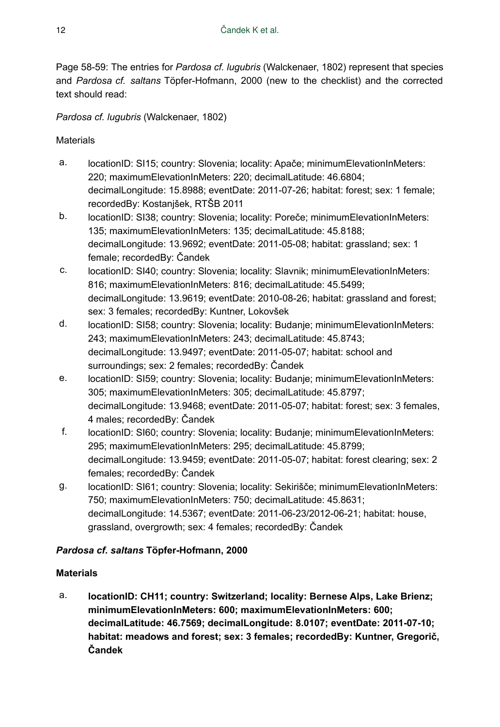Page 58-59: The entries for *Pardosa cf. lugubris* (Walckenaer, 1802) represent that species and *Pardosa cf. saltans* Töpfer-Hofmann, 2000 (new to the checklist) and the corrected text should read:

*Pardosa cf. lugubris* (Walckenaer, 1802)

Materials

a. locationID: SI15; country: Slovenia; locality: Apače; minimumElevationInMeters: 220; maximumElevationInMeters: 220; decimalLatitude: 46.6804; decimalLongitude: 15.8988; eventDate: 2011-07-26; habitat: forest; sex: 1 female; recordedBy: Kostanjšek, RTŠB 2011
b. locationID: SI38; country: Slovenia; locality: Poreče; minimumElevationInMeters: 135; maximumElevationInMeters: 135; decimalLatitude: 45.8188; decimalLongitude: 13.9692; eventDate: 2011-05-08; habitat: grassland; sex: 1 female; recordedBy: Čandek
c. locationID: SI40; country: Slovenia; locality: Slavnik; minimumElevationInMeters: 816; maximumElevationInMeters: 816; decimalLatitude: 45.5499; decimalLongitude: 13.9619; eventDate: 2010-08-26; habitat: grassland and forest; sex: 3 females; recordedBy: Kuntner, Lokovšek
d. locationID: SI58; country: Slovenia; locality: Budanje; minimumElevationInMeters: 243; maximumElevationInMeters: 243; decimalLatitude: 45.8743; decimalLongitude: 13.9497; eventDate: 2011-05-07; habitat: school and surroundings; sex: 2 females; recordedBy: Čandek
e. locationID: SI59; country: Slovenia; locality: Budanje; minimumElevationInMeters: 305; maximumElevationInMeters: 305; decimalLatitude: 45.8797; decimalLongitude: 13.9468; eventDate: 2011-05-07; habitat: forest; sex: 3 females, 4 males; recordedBy: Čandek
f. locationID: SI60; country: Slovenia; locality: Budanje; minimumElevationInMeters: 295; maximumElevationInMeters: 295; decimalLatitude: 45.8799; decimalLongitude: 13.9459; eventDate: 2011-05-07; habitat: forest clearing; sex: 2 females; recordedBy: Čandek
g. locationID: SI61; country: Slovenia; locality: Sekirišče; minimumElevationInMeters: 750; maximumElevationInMeters: 750; decimalLatitude: 45.8631; decimalLongitude: 14.5367; eventDate: 2011-06-23/2012-06-21; habitat: house, grassland, overgrowth; sex: 4 females; recordedBy: Čandek

***Pardosa cf. saltans* Töpfer-Hofmann, 2000**

**Materials**

a. **locationID: CH11; country: Switzerland; locality: Bernese Alps, Lake Brienz; minimumElevationInMeters: 600; maximumElevationInMeters: 600; decimalLatitude: 46.7569; decimalLongitude: 8.0107; eventDate: 2011-07-10; habitat: meadows and forest; sex: 3 females; recordedBy: Kuntner, Gregorič, Čandek**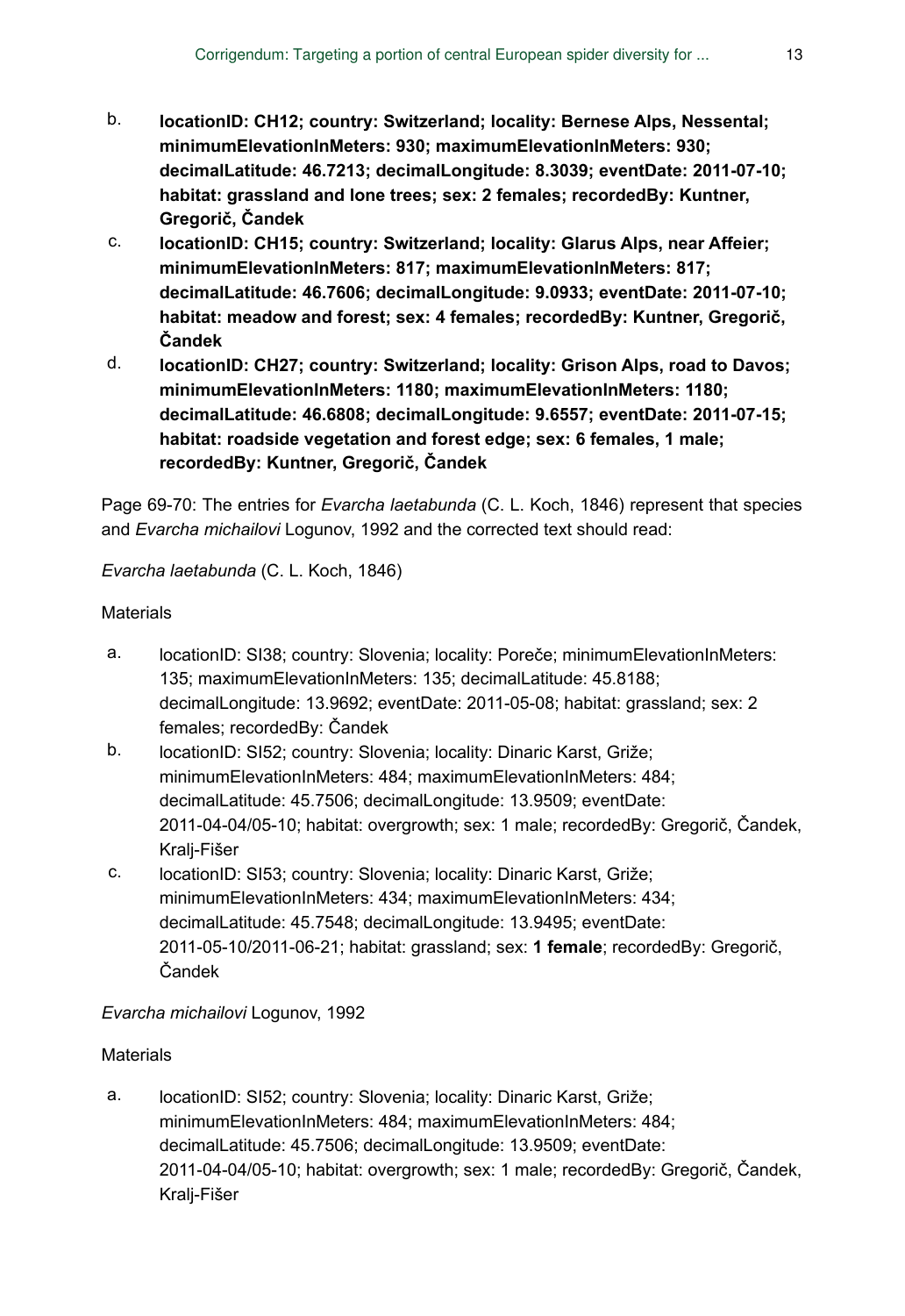b. **locationID: CH12; country: Switzerland; locality: Bernese Alps, Nessental; minimumElevationInMeters: 930; maximumElevationInMeters: 930; decimalLatitude: 46.7213; decimalLongitude: 8.3039; eventDate: 2011-07-10; habitat: grassland and lone trees; sex: 2 females; recordedBy: Kuntner, Gregorič, Čandek**
c. **locationID: CH15; country: Switzerland; locality: Glarus Alps, near Affeier; minimumElevationInMeters: 817; maximumElevationInMeters: 817; decimalLatitude: 46.7606; decimalLongitude: 9.0933; eventDate: 2011-07-10; habitat: meadow and forest; sex: 4 females; recordedBy: Kuntner, Gregorič, Čandek**
d. **locationID: CH27; country: Switzerland; locality: Grison Alps, road to Davos; minimumElevationInMeters: 1180; maximumElevationInMeters: 1180; decimalLatitude: 46.6808; decimalLongitude: 9.6557; eventDate: 2011-07-15; habitat: roadside vegetation and forest edge; sex: 6 females, 1 male; recordedBy: Kuntner, Gregorič, Čandek**

Page 69-70: The entries for *Evarcha laetabunda* (C. L. Koch, 1846) represent that species and *Evarcha michailovi* Logunov, 1992 and the corrected text should read:

*Evarcha laetabunda* (C. L. Koch, 1846)

Materials

a. locationID: SI38; country: Slovenia; locality: Poreče; minimumElevationInMeters: 135; maximumElevationInMeters: 135; decimalLatitude: 45.8188; decimalLongitude: 13.9692; eventDate: 2011-05-08; habitat: grassland; sex: 2 females; recordedBy: Čandek
b. locationID: SI52; country: Slovenia; locality: Dinaric Karst, Griže; minimumElevationInMeters: 484; maximumElevationInMeters: 484; decimalLatitude: 45.7506; decimalLongitude: 13.9509; eventDate: 2011-04-04/05-10; habitat: overgrowth; sex: 1 male; recordedBy: Gregorič, Čandek, Kralj-Fišer
c. locationID: SI53; country: Slovenia; locality: Dinaric Karst, Griže; minimumElevationInMeters: 434; maximumElevationInMeters: 434; decimalLatitude: 45.7548; decimalLongitude: 13.9495; eventDate: 2011-05-10/2011-06-21; habitat: grassland; sex: **1 female**; recordedBy: Gregorič, Čandek

*Evarcha michailovi* Logunov, 1992

Materials

a. locationID: SI52; country: Slovenia; locality: Dinaric Karst, Griže; minimumElevationInMeters: 484; maximumElevationInMeters: 484; decimalLatitude: 45.7506; decimalLongitude: 13.9509; eventDate: 2011-04-04/05-10; habitat: overgrowth; sex: 1 male; recordedBy: Gregorič, Čandek, Kralj-Fišer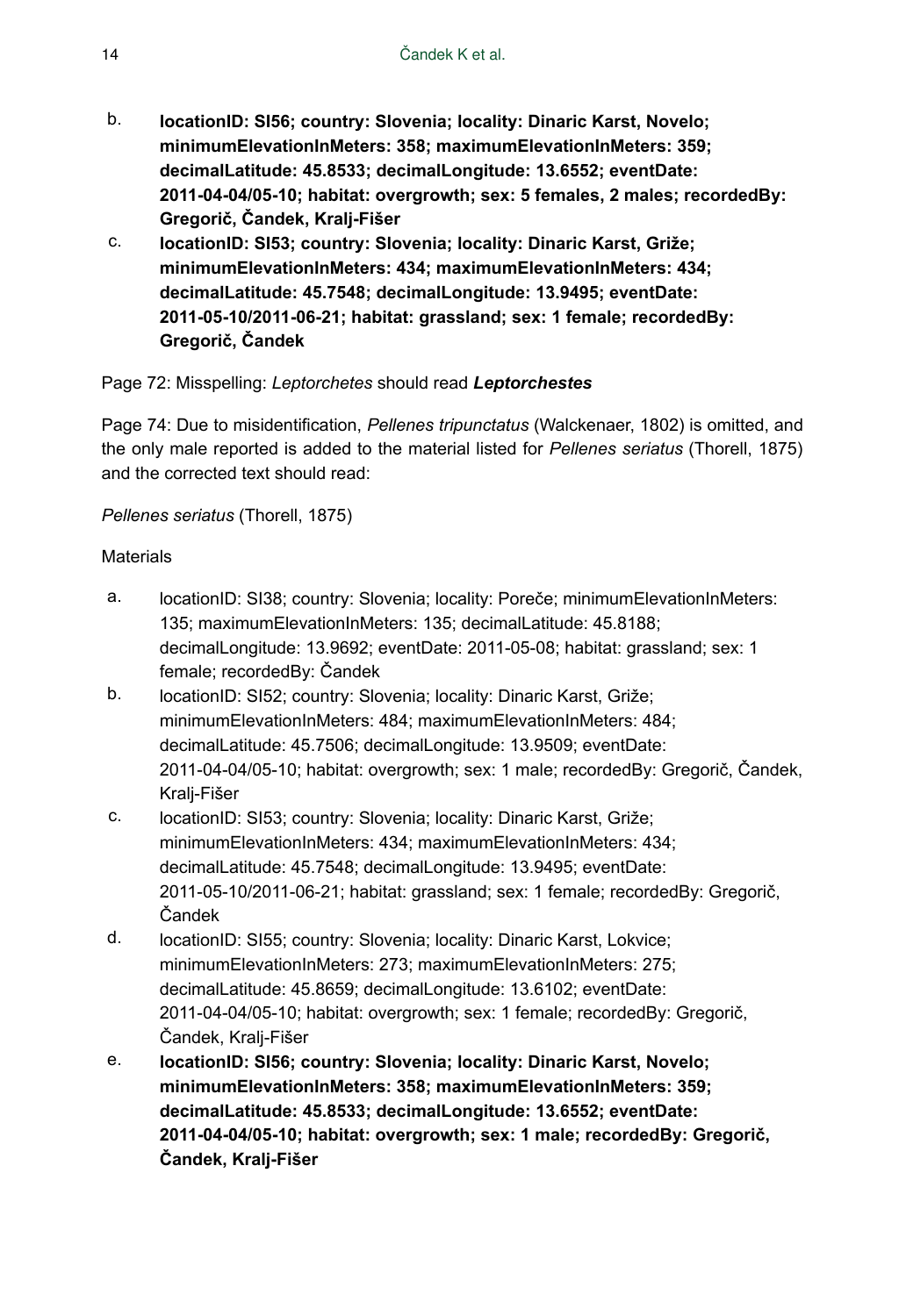b. **locationID: SI56; country: Slovenia; locality: Dinaric Karst, Novelo; minimumElevationInMeters: 358; maximumElevationInMeters: 359; decimalLatitude: 45.8533; decimalLongitude: 13.6552; eventDate: 2011-04-04/05-10; habitat: overgrowth; sex: 5 females, 2 males; recordedBy: Gregorič, Čandek, Kralj-Fišer**

c. **locationID: SI53; country: Slovenia; locality: Dinaric Karst, Griže; minimumElevationInMeters: 434; maximumElevationInMeters: 434; decimalLatitude: 45.7548; decimalLongitude: 13.9495; eventDate: 2011-05-10/2011-06-21; habitat: grassland; sex: 1 female; recordedBy: Gregorič, Čandek**

Page 72: Misspelling: *Leptorchetes* should read ***Leptorchestes***

Page 74: Due to misidentification, *Pellenes tripunctatus* (Walckenaer, 1802) is omitted, and the only male reported is added to the material listed for *Pellenes seriatus* (Thorell, 1875) and the corrected text should read:

*Pellenes seriatus* (Thorell, 1875)

Materials

a. locationID: SI38; country: Slovenia; locality: Poreče; minimumElevationInMeters: 135; maximumElevationInMeters: 135; decimalLatitude: 45.8188; decimalLongitude: 13.9692; eventDate: 2011-05-08; habitat: grassland; sex: 1 female; recordedBy: Čandek

b. locationID: SI52; country: Slovenia; locality: Dinaric Karst, Griže; minimumElevationInMeters: 484; maximumElevationInMeters: 484; decimalLatitude: 45.7506; decimalLongitude: 13.9509; eventDate: 2011-04-04/05-10; habitat: overgrowth; sex: 1 male; recordedBy: Gregorič, Čandek, Kralj-Fišer

c. locationID: SI53; country: Slovenia; locality: Dinaric Karst, Griže; minimumElevationInMeters: 434; maximumElevationInMeters: 434; decimalLatitude: 45.7548; decimalLongitude: 13.9495; eventDate: 2011-05-10/2011-06-21; habitat: grassland; sex: 1 female; recordedBy: Gregorič, Čandek

d. locationID: SI55; country: Slovenia; locality: Dinaric Karst, Lokvice; minimumElevationInMeters: 273; maximumElevationInMeters: 275; decimalLatitude: 45.8659; decimalLongitude: 13.6102; eventDate: 2011-04-04/05-10; habitat: overgrowth; sex: 1 female; recordedBy: Gregorič, Čandek, Kralj-Fišer

e. **locationID: SI56; country: Slovenia; locality: Dinaric Karst, Novelo; minimumElevationInMeters: 358; maximumElevationInMeters: 359; decimalLatitude: 45.8533; decimalLongitude: 13.6552; eventDate: 2011-04-04/05-10; habitat: overgrowth; sex: 1 male; recordedBy: Gregorič, Čandek, Kralj-Fišer**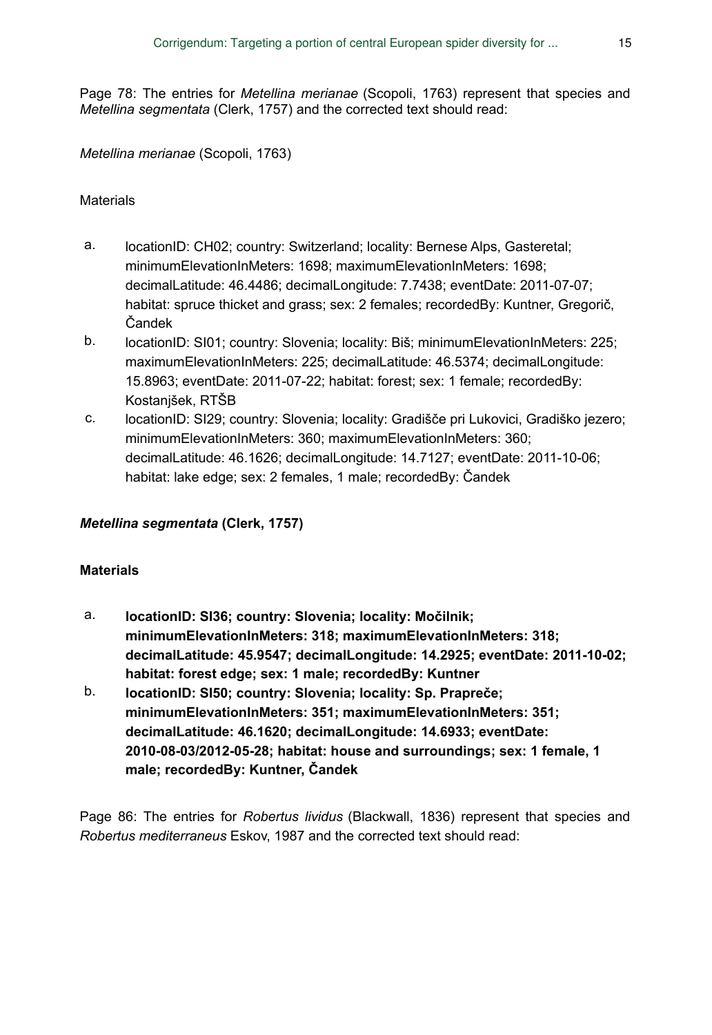Page 78: The entries for *Metellina merianae* (Scopoli, 1763) represent that species and *Metellina segmentata* (Clerk, 1757) and the corrected text should read:

*Metellina merianae* (Scopoli, 1763)

Materials

a. locationID: CH02; country: Switzerland; locality: Bernese Alps, Gasteretal; minimumElevationInMeters: 1698; maximumElevationInMeters: 1698; decimalLatitude: 46.4486; decimalLongitude: 7.7438; eventDate: 2011-07-07; habitat: spruce thicket and grass; sex: 2 females; recordedBy: Kuntner, Gregorič, Čandek
b. locationID: SI01; country: Slovenia; locality: Biš; minimumElevationInMeters: 225; maximumElevationInMeters: 225; decimalLatitude: 46.5374; decimalLongitude: 15.8963; eventDate: 2011-07-22; habitat: forest; sex: 1 female; recordedBy: Kostanjšek, RTŠB
c. locationID: SI29; country: Slovenia; locality: Gradišče pri Lukovici, Gradiško jezero; minimumElevationInMeters: 360; maximumElevationInMeters: 360; decimalLatitude: 46.1626; decimalLongitude: 14.7127; eventDate: 2011-10-06; habitat: lake edge; sex: 2 females, 1 male; recordedBy: Čandek

***Metellina segmentata*** **(Clerk, 1757)**

**Materials**

a. **locationID: SI36; country: Slovenia; locality: Močilnik; minimumElevationInMeters: 318; maximumElevationInMeters: 318; decimalLatitude: 45.9547; decimalLongitude: 14.2925; eventDate: 2011-10-02; habitat: forest edge; sex: 1 male; recordedBy: Kuntner**
b. **locationID: SI50; country: Slovenia; locality: Sp. Prapreče; minimumElevationInMeters: 351; maximumElevationInMeters: 351; decimalLatitude: 46.1620; decimalLongitude: 14.6933; eventDate: 2010-08-03/2012-05-28; habitat: house and surroundings; sex: 1 female, 1 male; recordedBy: Kuntner, Čandek**

Page 86: The entries for *Robertus lividus* (Blackwall, 1836) represent that species and *Robertus mediterraneus* Eskov, 1987 and the corrected text should read: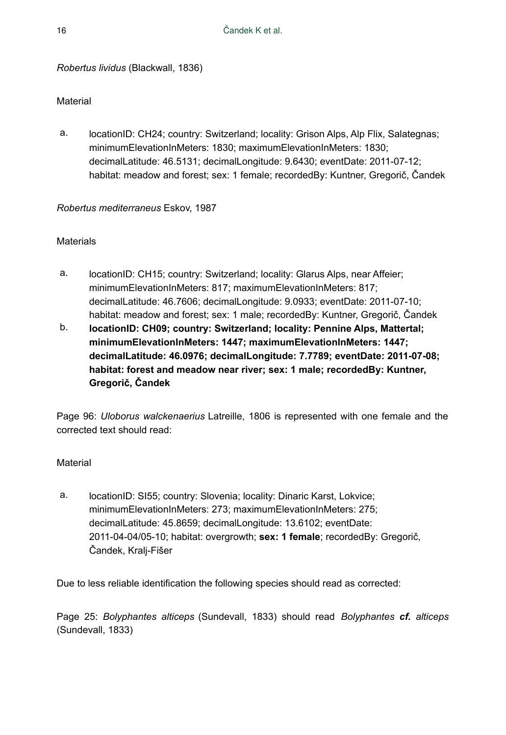*Robertus lividus* (Blackwall, 1836)

Material

a. locationID: CH24; country: Switzerland; locality: Grison Alps, Alp Flix, Salategnas; minimumElevationInMeters: 1830; maximumElevationInMeters: 1830; decimalLatitude: 46.5131; decimalLongitude: 9.6430; eventDate: 2011-07-12; habitat: meadow and forest; sex: 1 female; recordedBy: Kuntner, Gregorič, Čandek

*Robertus mediterraneus* Eskov, 1987

Materials

a. locationID: CH15; country: Switzerland; locality: Glarus Alps, near Affeier; minimumElevationInMeters: 817; maximumElevationInMeters: 817; decimalLatitude: 46.7606; decimalLongitude: 9.0933; eventDate: 2011-07-10; habitat: meadow and forest; sex: 1 male; recordedBy: Kuntner, Gregorič, Čandek
b. **locationID: CH09; country: Switzerland; locality: Pennine Alps, Mattertal; minimumElevationInMeters: 1447; maximumElevationInMeters: 1447; decimalLatitude: 46.0976; decimalLongitude: 7.7789; eventDate: 2011-07-08; habitat: forest and meadow near river; sex: 1 male; recordedBy: Kuntner, Gregorič, Čandek**

Page 96: *Uloborus walckenaerius* Latreille, 1806 is represented with one female and the corrected text should read:

Material

a. locationID: SI55; country: Slovenia; locality: Dinaric Karst, Lokvice; minimumElevationInMeters: 273; maximumElevationInMeters: 275; decimalLatitude: 45.8659; decimalLongitude: 13.6102; eventDate: 2011-04-04/05-10; habitat: overgrowth; **sex: 1 female**; recordedBy: Gregorič, Čandek, Kralj-Fišer

Due to less reliable identification the following species should read as corrected:

Page 25: *Bolyphantes alticeps* (Sundevall, 1833) should read *Bolyphantes* ***cf.*** *alticeps* (Sundevall, 1833)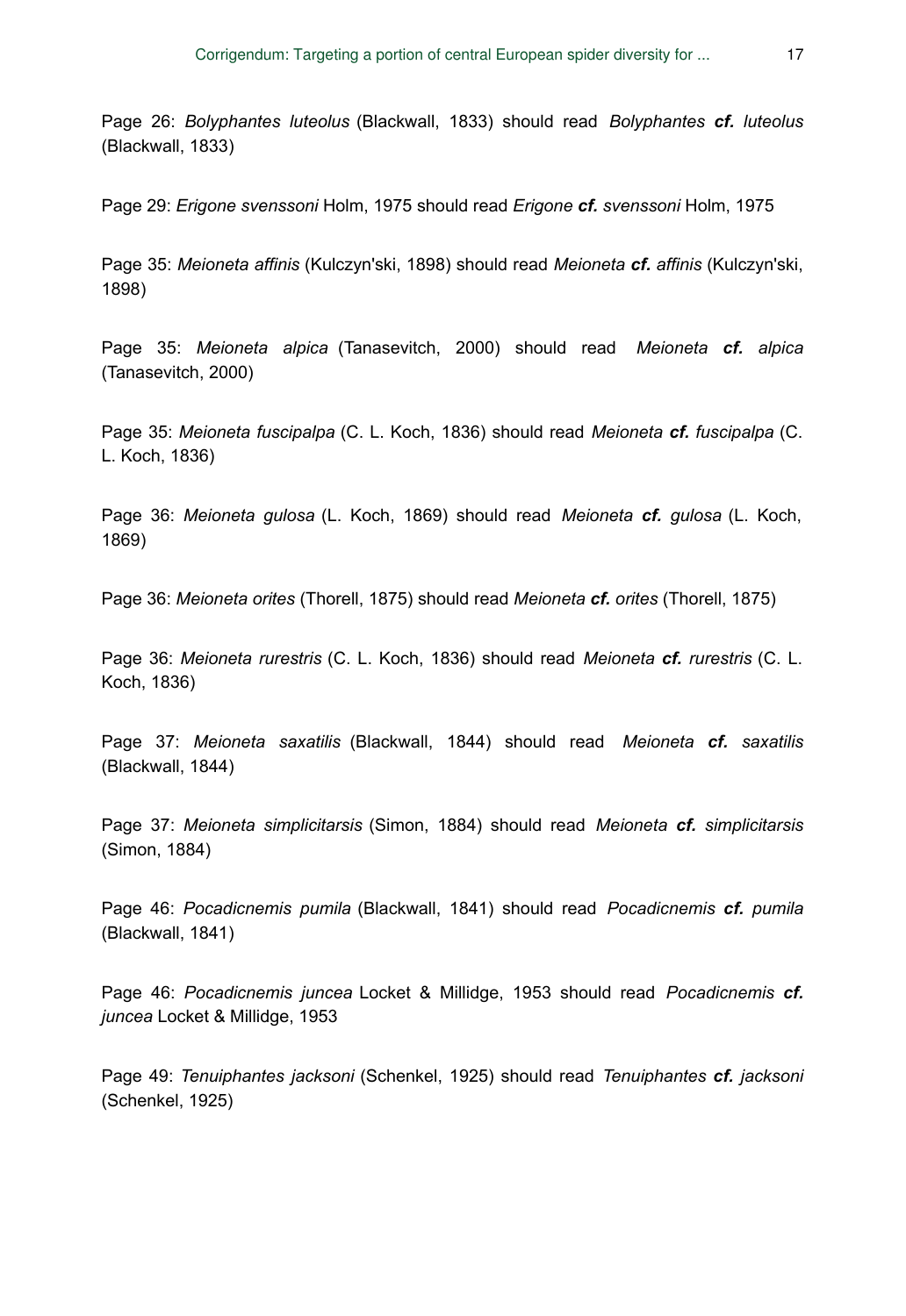Page 26: *Bolyphantes luteolus* (Blackwall, 1833) should read *Bolyphantes* ***cf.*** *luteolus* (Blackwall, 1833)

Page 29: *Erigone svenssoni* Holm, 1975 should read *Erigone* ***cf.*** *svenssoni* Holm, 1975

Page 35: *Meioneta affinis* (Kulczyn'ski, 1898) should read *Meioneta* ***cf.*** *affinis* (Kulczyn'ski, 1898)

Page 35: *Meioneta alpica* (Tanasevitch, 2000) should read *Meioneta* ***cf.*** *alpica* (Tanasevitch, 2000)

Page 35: *Meioneta fuscipalpa* (C. L. Koch, 1836) should read *Meioneta* ***cf.*** *fuscipalpa* (C. L. Koch, 1836)

Page 36: *Meioneta gulosa* (L. Koch, 1869) should read *Meioneta* ***cf.*** *gulosa* (L. Koch, 1869)

Page 36: *Meioneta orites* (Thorell, 1875) should read *Meioneta* ***cf.*** *orites* (Thorell, 1875)

Page 36: *Meioneta rurestris* (C. L. Koch, 1836) should read *Meioneta* ***cf.*** *rurestris* (C. L. Koch, 1836)

Page 37: *Meioneta saxatilis* (Blackwall, 1844) should read *Meioneta* ***cf.*** *saxatilis* (Blackwall, 1844)

Page 37: *Meioneta simplicitarsis* (Simon, 1884) should read *Meioneta* ***cf.*** *simplicitarsis* (Simon, 1884)

Page 46: *Pocadicnemis pumila* (Blackwall, 1841) should read *Pocadicnemis* ***cf.*** *pumila* (Blackwall, 1841)

Page 46: *Pocadicnemis juncea* Locket & Millidge, 1953 should read *Pocadicnemis* ***cf.*** *juncea* Locket & Millidge, 1953

Page 49: *Tenuiphantes jacksoni* (Schenkel, 1925) should read *Tenuiphantes* ***cf.*** *jacksoni* (Schenkel, 1925)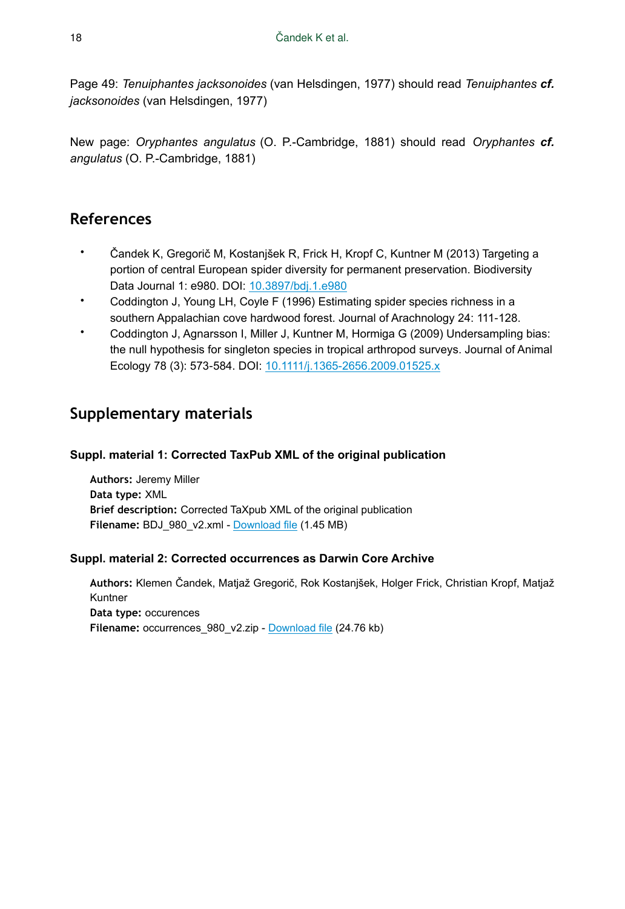Page 49: *Tenuiphantes jacksonoides* (van Helsdingen, 1977) should read *Tenuiphantes* ***cf.*** *jacksonoides* (van Helsdingen, 1977)

New page: *Oryphantes angulatus* (O. P.-Cambridge, 1881) should read *Oryphantes* ***cf.*** *angulatus* (O. P.-Cambridge, 1881)

## References

- Čandek K, Gregorič M, Kostanjšek R, Frick H, Kropf C, Kuntner M (2013) Targeting a portion of central European spider diversity for permanent preservation. Biodiversity Data Journal 1: e980. DOI: [10.3897/bdj.1.e980](https://doi.org/10.3897/bdj.1.e980)
- Coddington J, Young LH, Coyle F (1996) Estimating spider species richness in a southern Appalachian cove hardwood forest. Journal of Arachnology 24: 111-128.
- Coddington J, Agnarsson I, Miller J, Kuntner M, Hormiga G (2009) Undersampling bias: the null hypothesis for singleton species in tropical arthropod surveys. Journal of Animal Ecology 78 (3): 573-584. DOI: [10.1111/j.1365-2656.2009.01525.x](https://doi.org/10.1111/j.1365-2656.2009.01525.x)

## Supplementary materials

### Suppl. material 1: Corrected TaxPub XML of the original publication

**Authors:** Jeremy Miller
**Data type:** XML
**Brief description:** Corrected TaXpub XML of the original publication
**Filename:** BDJ_980_v2.xml - Download file (1.45 MB)

### Suppl. material 2: Corrected occurrences as Darwin Core Archive

**Authors:** Klemen Čandek, Matjaž Gregorič, Rok Kostanjšek, Holger Frick, Christian Kropf, Matjaž Kuntner
**Data type:** occurences
**Filename:** occurrences_980_v2.zip - Download file (24.76 kb)